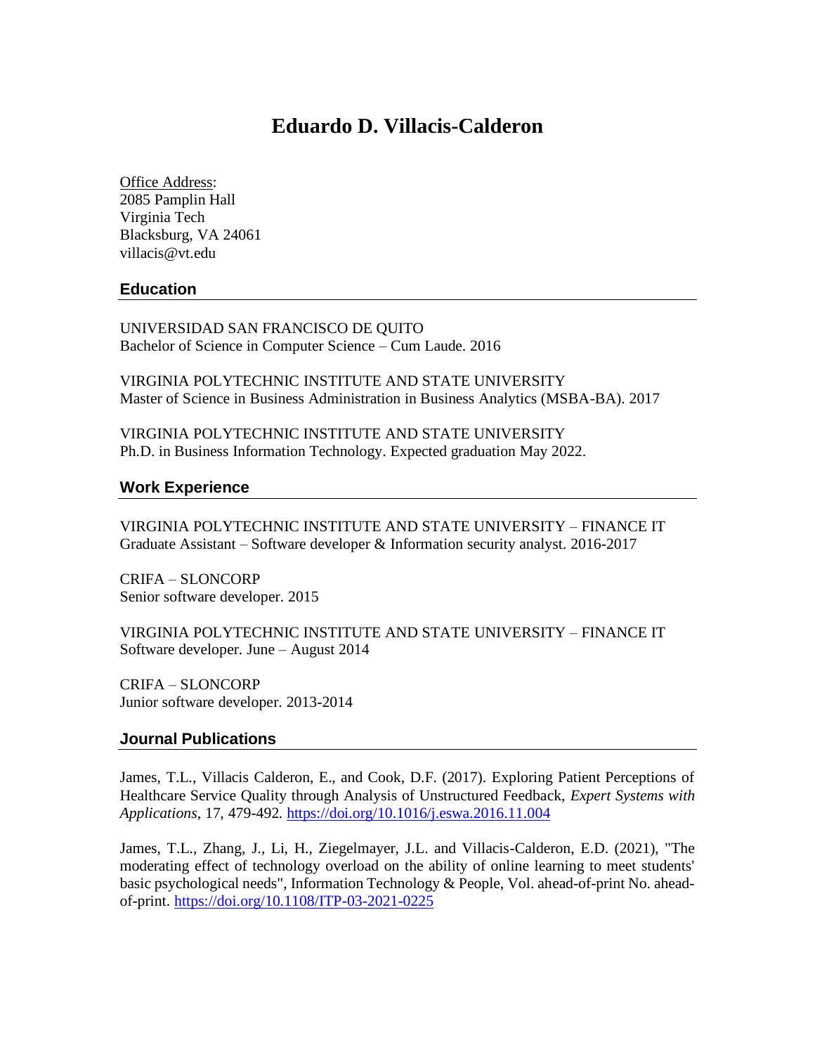# Eduardo D. Villacis-Calderon

Office Address:
2085 Pamplin Hall
Virginia Tech
Blacksburg, VA 24061
villacis@vt.edu

## Education

UNIVERSIDAD SAN FRANCISCO DE QUITO
Bachelor of Science in Computer Science – Cum Laude. 2016

VIRGINIA POLYTECHNIC INSTITUTE AND STATE UNIVERSITY
Master of Science in Business Administration in Business Analytics (MSBA-BA). 2017

VIRGINIA POLYTECHNIC INSTITUTE AND STATE UNIVERSITY
Ph.D. in Business Information Technology. Expected graduation May 2022.

## Work Experience

VIRGINIA POLYTECHNIC INSTITUTE AND STATE UNIVERSITY – FINANCE IT
Graduate Assistant – Software developer & Information security analyst. 2016-2017

CRIFA – SLONCORP
Senior software developer. 2015

VIRGINIA POLYTECHNIC INSTITUTE AND STATE UNIVERSITY – FINANCE IT
Software developer. June – August 2014

CRIFA – SLONCORP
Junior software developer. 2013-2014

## Journal Publications

James, T.L., Villacis Calderon, E., and Cook, D.F. (2017). Exploring Patient Perceptions of Healthcare Service Quality through Analysis of Unstructured Feedback, *Expert Systems with Applications*, 17, 479-492. https://doi.org/10.1016/j.eswa.2016.11.004

James, T.L., Zhang, J., Li, H., Ziegelmayer, J.L. and Villacis-Calderon, E.D. (2021), "The moderating effect of technology overload on the ability of online learning to meet students' basic psychological needs", Information Technology & People, Vol. ahead-of-print No. ahead-of-print. https://doi.org/10.1108/ITP-03-2021-0225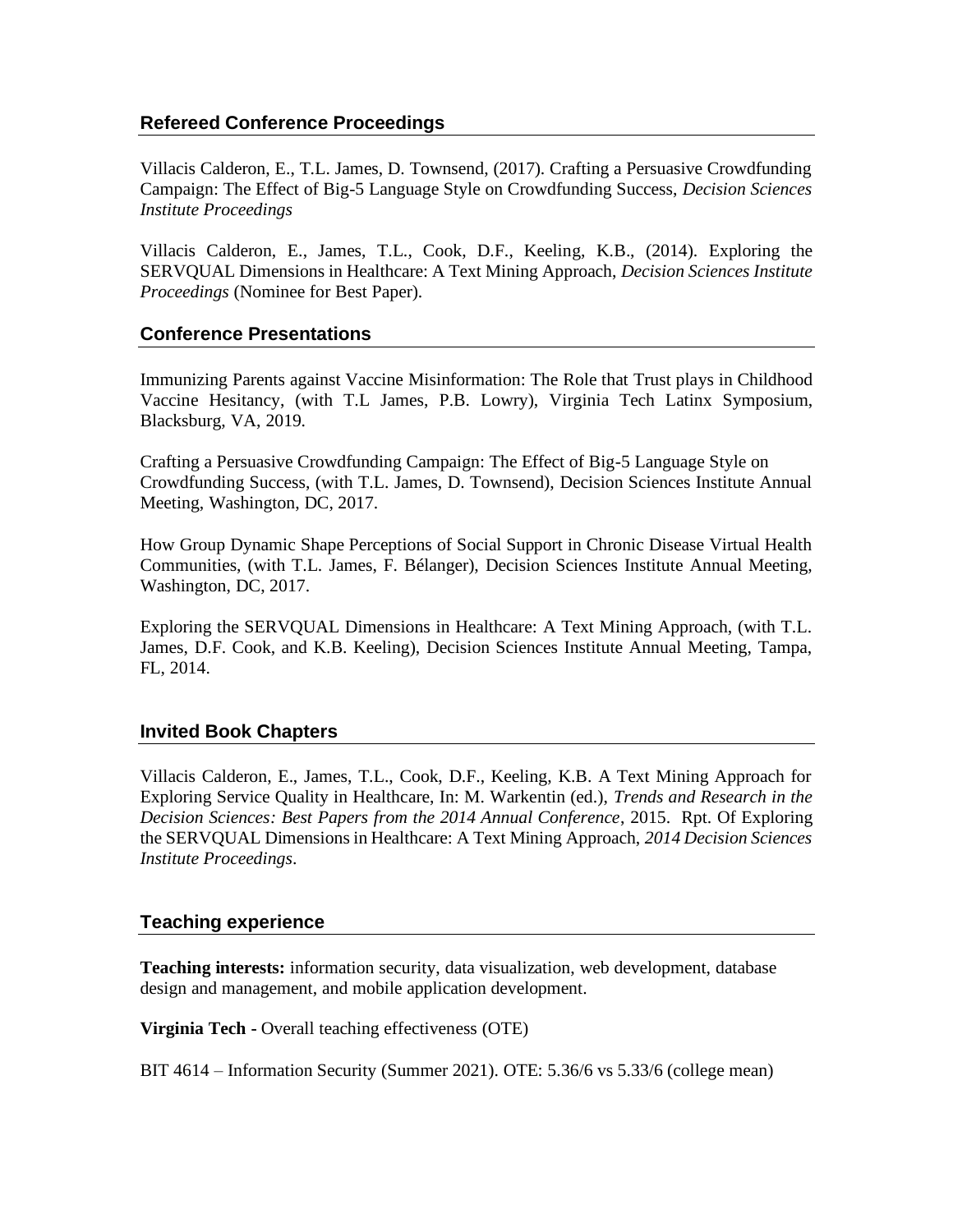## Refereed Conference Proceedings

Villacis Calderon, E., T.L. James, D. Townsend, (2017). Crafting a Persuasive Crowdfunding Campaign: The Effect of Big-5 Language Style on Crowdfunding Success, *Decision Sciences Institute Proceedings*

Villacis Calderon, E., James, T.L., Cook, D.F., Keeling, K.B., (2014). Exploring the SERVQUAL Dimensions in Healthcare: A Text Mining Approach, *Decision Sciences Institute Proceedings* (Nominee for Best Paper).

## Conference Presentations

Immunizing Parents against Vaccine Misinformation: The Role that Trust plays in Childhood Vaccine Hesitancy, (with T.L James, P.B. Lowry), Virginia Tech Latinx Symposium, Blacksburg, VA, 2019.

Crafting a Persuasive Crowdfunding Campaign: The Effect of Big-5 Language Style on Crowdfunding Success, (with T.L. James, D. Townsend), Decision Sciences Institute Annual Meeting, Washington, DC, 2017.

How Group Dynamic Shape Perceptions of Social Support in Chronic Disease Virtual Health Communities, (with T.L. James, F. Bélanger), Decision Sciences Institute Annual Meeting, Washington, DC, 2017.

Exploring the SERVQUAL Dimensions in Healthcare: A Text Mining Approach, (with T.L. James, D.F. Cook, and K.B. Keeling), Decision Sciences Institute Annual Meeting, Tampa, FL, 2014.

## Invited Book Chapters

Villacis Calderon, E., James, T.L., Cook, D.F., Keeling, K.B. A Text Mining Approach for Exploring Service Quality in Healthcare, In: M. Warkentin (ed.), *Trends and Research in the Decision Sciences: Best Papers from the 2014 Annual Conference*, 2015. Rpt. Of Exploring the SERVQUAL Dimensions in Healthcare: A Text Mining Approach, *2014 Decision Sciences Institute Proceedings*.

## Teaching experience

**Teaching interests:** information security, data visualization, web development, database design and management, and mobile application development.

**Virginia Tech -** Overall teaching effectiveness (OTE)

BIT 4614 – Information Security (Summer 2021). OTE: 5.36/6 vs 5.33/6 (college mean)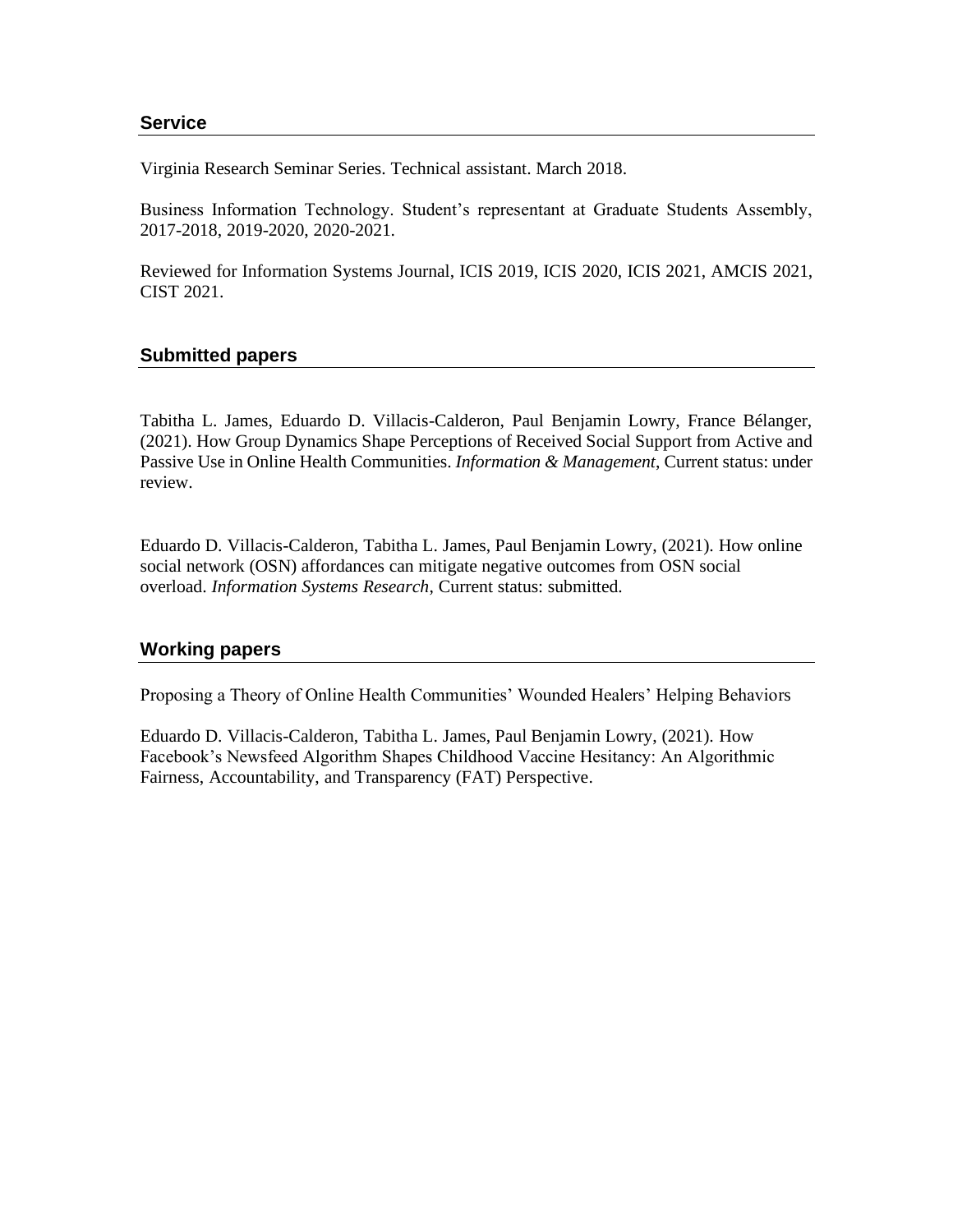## Service

Virginia Research Seminar Series. Technical assistant. March 2018.

Business Information Technology. Student's representant at Graduate Students Assembly, 2017-2018, 2019-2020, 2020-2021.

Reviewed for Information Systems Journal, ICIS 2019, ICIS 2020, ICIS 2021, AMCIS 2021, CIST 2021.

## Submitted papers

Tabitha L. James, Eduardo D. Villacis-Calderon, Paul Benjamin Lowry, France Bélanger, (2021). How Group Dynamics Shape Perceptions of Received Social Support from Active and Passive Use in Online Health Communities. *Information & Management*, Current status: under review.

Eduardo D. Villacis-Calderon, Tabitha L. James, Paul Benjamin Lowry, (2021). How online social network (OSN) affordances can mitigate negative outcomes from OSN social overload. *Information Systems Research*, Current status: submitted.

## Working papers

Proposing a Theory of Online Health Communities' Wounded Healers' Helping Behaviors

Eduardo D. Villacis-Calderon, Tabitha L. James, Paul Benjamin Lowry, (2021). How Facebook's Newsfeed Algorithm Shapes Childhood Vaccine Hesitancy: An Algorithmic Fairness, Accountability, and Transparency (FAT) Perspective.